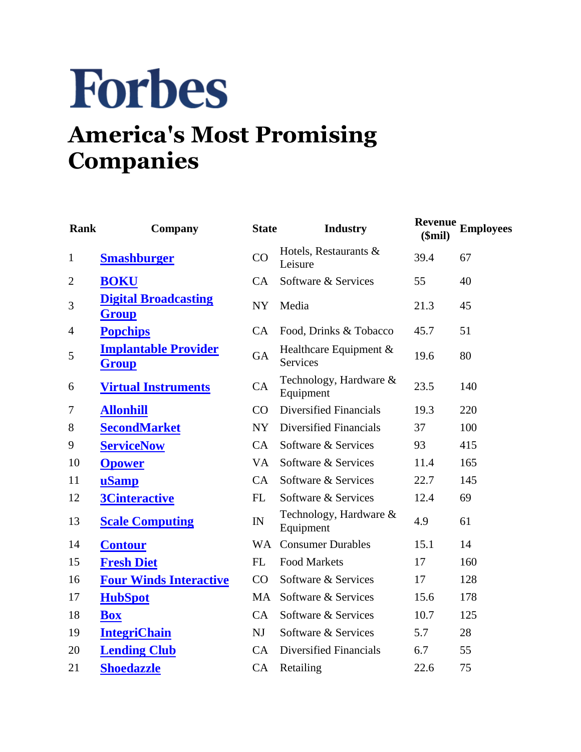# Forbes

## America's Most Promising Companies

| Rank | Company | State | Industry | Revenue ($mil) | Employees |
|---|---|---|---|---|---|
| 1 | **Smashburger** | CO | Hotels, Restaurants & Leisure | 39.4 | 67 |
| 2 | **BOKU** | CA | Software & Services | 55 | 40 |
| 3 | **Digital Broadcasting Group** | NY | Media | 21.3 | 45 |
| 4 | **Popchips** | CA | Food, Drinks & Tobacco | 45.7 | 51 |
| 5 | **Implantable Provider Group** | GA | Healthcare Equipment & Services | 19.6 | 80 |
| 6 | **Virtual Instruments** | CA | Technology, Hardware & Equipment | 23.5 | 140 |
| 7 | **Allonhill** | CO | Diversified Financials | 19.3 | 220 |
| 8 | **SecondMarket** | NY | Diversified Financials | 37 | 100 |
| 9 | **ServiceNow** | CA | Software & Services | 93 | 415 |
| 10 | **Opower** | VA | Software & Services | 11.4 | 165 |
| 11 | **uSamp** | CA | Software & Services | 22.7 | 145 |
| 12 | **3Cinteractive** | FL | Software & Services | 12.4 | 69 |
| 13 | **Scale Computing** | IN | Technology, Hardware & Equipment | 4.9 | 61 |
| 14 | **Contour** | WA | Consumer Durables | 15.1 | 14 |
| 15 | **Fresh Diet** | FL | Food Markets | 17 | 160 |
| 16 | **Four Winds Interactive** | CO | Software & Services | 17 | 128 |
| 17 | **HubSpot** | MA | Software & Services | 15.6 | 178 |
| 18 | **Box** | CA | Software & Services | 10.7 | 125 |
| 19 | **IntegriChain** | NJ | Software & Services | 5.7 | 28 |
| 20 | **Lending Club** | CA | Diversified Financials | 6.7 | 55 |
| 21 | **Shoedazzle** | CA | Retailing | 22.6 | 75 |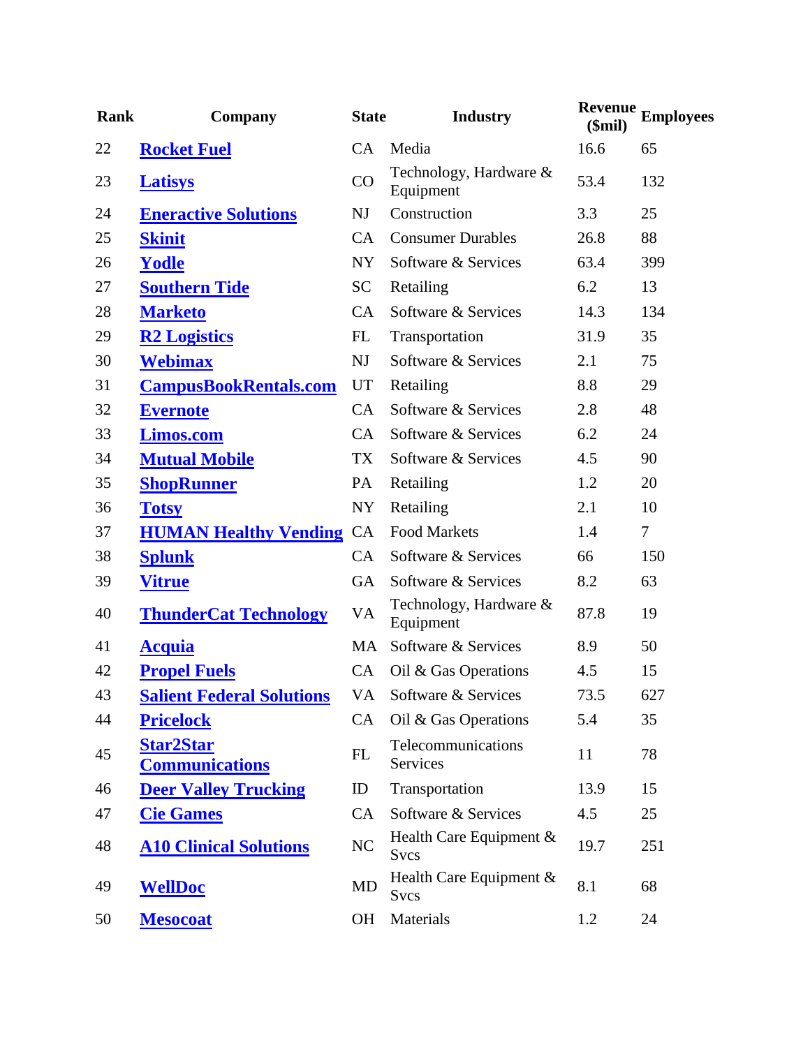| Rank | Company | State | Industry | Revenue ($mil) | Employees |
|---|---|---|---|---|---|
| 22 | **Rocket Fuel** | CA | Media | 16.6 | 65 |
| 23 | **Latisys** | CO | Technology, Hardware & Equipment | 53.4 | 132 |
| 24 | **Eneractive Solutions** | NJ | Construction | 3.3 | 25 |
| 25 | **Skinit** | CA | Consumer Durables | 26.8 | 88 |
| 26 | **Yodle** | NY | Software & Services | 63.4 | 399 |
| 27 | **Southern Tide** | SC | Retailing | 6.2 | 13 |
| 28 | **Marketo** | CA | Software & Services | 14.3 | 134 |
| 29 | **R2 Logistics** | FL | Transportation | 31.9 | 35 |
| 30 | **Webimax** | NJ | Software & Services | 2.1 | 75 |
| 31 | **CampusBookRentals.com** | UT | Retailing | 8.8 | 29 |
| 32 | **Evernote** | CA | Software & Services | 2.8 | 48 |
| 33 | **Limos.com** | CA | Software & Services | 6.2 | 24 |
| 34 | **Mutual Mobile** | TX | Software & Services | 4.5 | 90 |
| 35 | **ShopRunner** | PA | Retailing | 1.2 | 20 |
| 36 | **Totsy** | NY | Retailing | 2.1 | 10 |
| 37 | **HUMAN Healthy Vending** | CA | Food Markets | 1.4 | 7 |
| 38 | **Splunk** | CA | Software & Services | 66 | 150 |
| 39 | **Vitrue** | GA | Software & Services | 8.2 | 63 |
| 40 | **ThunderCat Technology** | VA | Technology, Hardware & Equipment | 87.8 | 19 |
| 41 | **Acquia** | MA | Software & Services | 8.9 | 50 |
| 42 | **Propel Fuels** | CA | Oil & Gas Operations | 4.5 | 15 |
| 43 | **Salient Federal Solutions** | VA | Software & Services | 73.5 | 627 |
| 44 | **Pricelock** | CA | Oil & Gas Operations | 5.4 | 35 |
| 45 | **Star2Star Communications** | FL | Telecommunications Services | 11 | 78 |
| 46 | **Deer Valley Trucking** | ID | Transportation | 13.9 | 15 |
| 47 | **Cie Games** | CA | Software & Services | 4.5 | 25 |
| 48 | **A10 Clinical Solutions** | NC | Health Care Equipment & Svcs | 19.7 | 251 |
| 49 | **WellDoc** | MD | Health Care Equipment & Svcs | 8.1 | 68 |
| 50 | **Mesocoat** | OH | Materials | 1.2 | 24 |